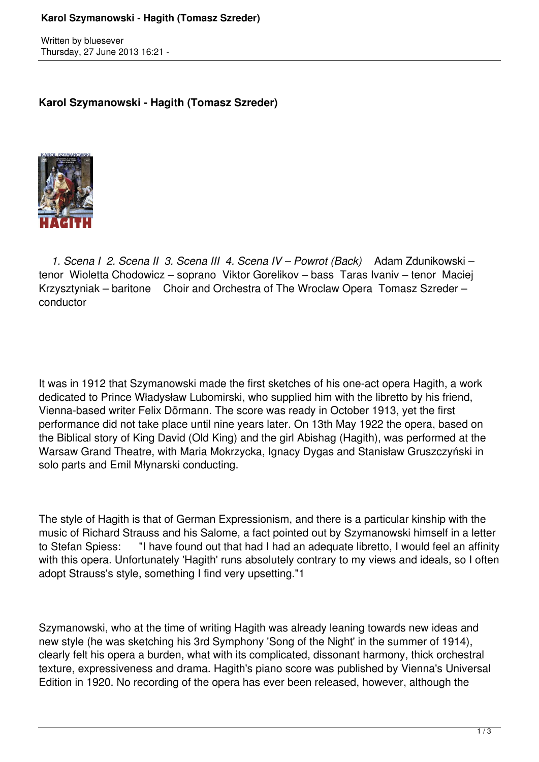Written by bluesever
Thursday, 27 June 2013 16:21 -

## Karol Szymanowski - Hagith (Tomasz Szreder)

*1. Scena I 2. Scena II 3. Scena III 4. Scena IV – Powrot (Back)* Adam Zdunikowski – tenor Wioletta Chodowicz – soprano Viktor Gorelikov – bass Taras Ivaniv – tenor Maciej Krzysztyniak – baritone Choir and Orchestra of The Wroclaw Opera Tomasz Szreder – conductor

It was in 1912 that Szymanowski made the first sketches of his one-act opera Hagith, a work dedicated to Prince Władysław Lubomirski, who supplied him with the libretto by his friend, Vienna-based writer Felix Dörmann. The score was ready in October 1913, yet the first performance did not take place until nine years later. On 13th May 1922 the opera, based on the Biblical story of King David (Old King) and the girl Abishag (Hagith), was performed at the Warsaw Grand Theatre, with Maria Mokrzycka, Ignacy Dygas and Stanisław Gruszczyński in solo parts and Emil Młynarski conducting.

The style of Hagith is that of German Expressionism, and there is a particular kinship with the music of Richard Strauss and his Salome, a fact pointed out by Szymanowski himself in a letter to Stefan Spiess: "I have found out that had I had an adequate libretto, I would feel an affinity with this opera. Unfortunately 'Hagith' runs absolutely contrary to my views and ideals, so I often adopt Strauss's style, something I find very upsetting."1

Szymanowski, who at the time of writing Hagith was already leaning towards new ideas and new style (he was sketching his 3rd Symphony 'Song of the Night' in the summer of 1914), clearly felt his opera a burden, what with its complicated, dissonant harmony, thick orchestral texture, expressiveness and drama. Hagith's piano score was published by Vienna's Universal Edition in 1920. No recording of the opera has ever been released, however, although the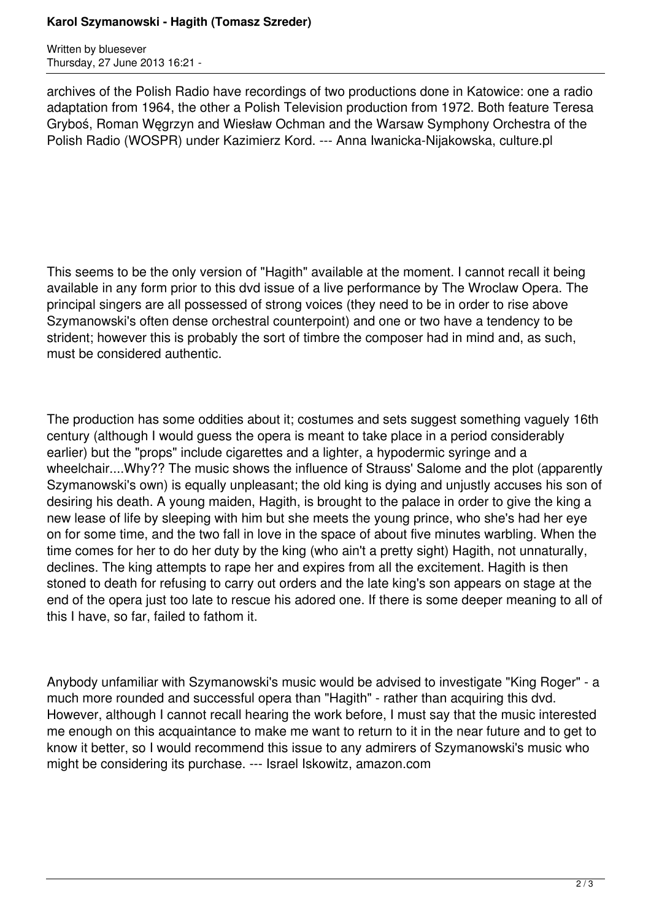archives of the Polish Radio have recordings of two productions done in Katowice: one a radio adaptation from 1964, the other a Polish Television production from 1972. Both feature Teresa Gryboś, Roman Węgrzyn and Wiesław Ochman and the Warsaw Symphony Orchestra of the Polish Radio (WOSPR) under Kazimierz Kord. --- Anna Iwanicka-Nijakowska, culture.pl

This seems to be the only version of "Hagith" available at the moment. I cannot recall it being available in any form prior to this dvd issue of a live performance by The Wroclaw Opera. The principal singers are all possessed of strong voices (they need to be in order to rise above Szymanowski's often dense orchestral counterpoint) and one or two have a tendency to be strident; however this is probably the sort of timbre the composer had in mind and, as such, must be considered authentic.

The production has some oddities about it; costumes and sets suggest something vaguely 16th century (although I would guess the opera is meant to take place in a period considerably earlier) but the "props" include cigarettes and a lighter, a hypodermic syringe and a wheelchair....Why?? The music shows the influence of Strauss' Salome and the plot (apparently Szymanowski's own) is equally unpleasant; the old king is dying and unjustly accuses his son of desiring his death. A young maiden, Hagith, is brought to the palace in order to give the king a new lease of life by sleeping with him but she meets the young prince, who she's had her eye on for some time, and the two fall in love in the space of about five minutes warbling. When the time comes for her to do her duty by the king (who ain't a pretty sight) Hagith, not unnaturally, declines. The king attempts to rape her and expires from all the excitement. Hagith is then stoned to death for refusing to carry out orders and the late king's son appears on stage at the end of the opera just too late to rescue his adored one. If there is some deeper meaning to all of this I have, so far, failed to fathom it.

Anybody unfamiliar with Szymanowski's music would be advised to investigate "King Roger" - a much more rounded and successful opera than "Hagith" - rather than acquiring this dvd. However, although I cannot recall hearing the work before, I must say that the music interested me enough on this acquaintance to make me want to return to it in the near future and to get to know it better, so I would recommend this issue to any admirers of Szymanowski's music who might be considering its purchase. --- Israel Iskowitz, amazon.com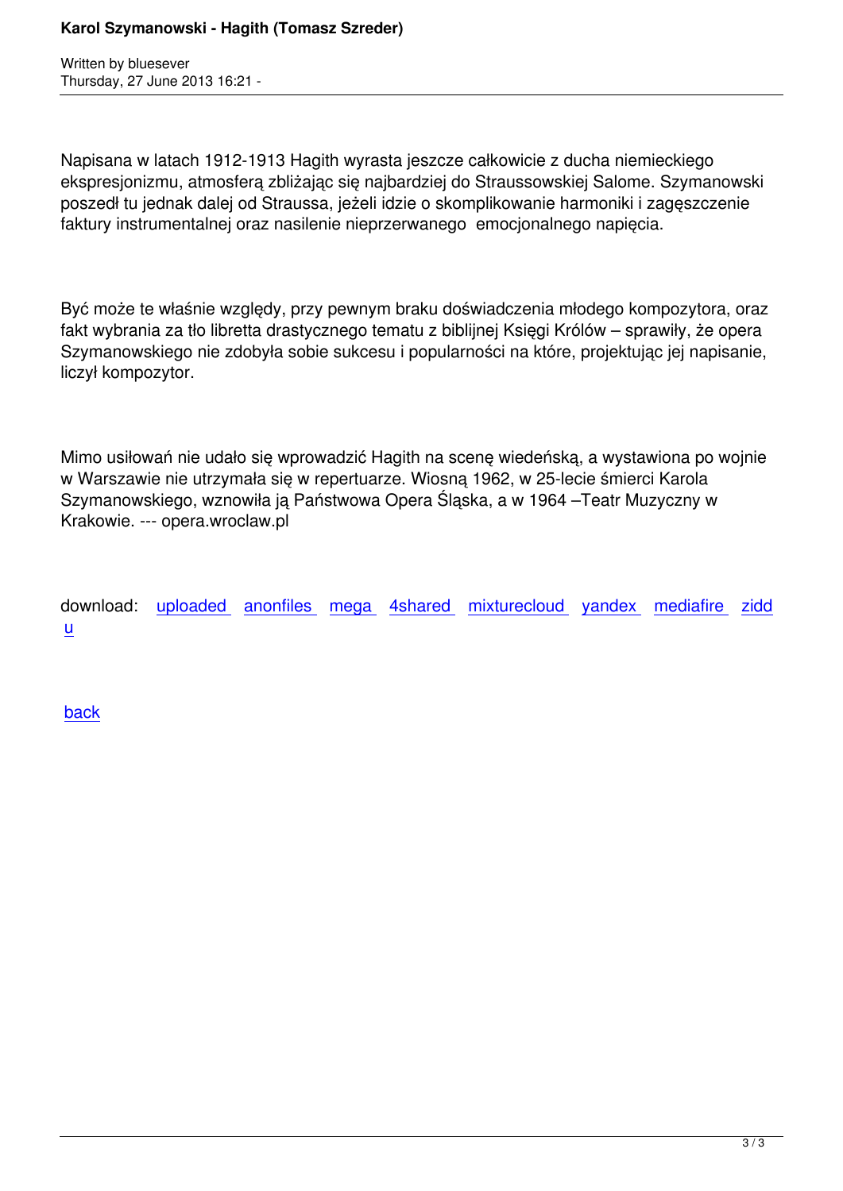Napisana w latach 1912-1913 Hagith wyrasta jeszcze całkowicie z ducha niemieckiego ekspresjonizmu, atmosferą zbliżając się najbardziej do Straussowskiej Salome. Szymanowski poszedł tu jednak dalej od Straussa, jeżeli idzie o skomplikowanie harmoniki i zagęszczenie faktury instrumentalnej oraz nasilenie nieprzerwanego emocjonalnego napięcia.

Być może te właśnie względy, przy pewnym braku doświadczenia młodego kompozytora, oraz fakt wybrania za tło libretta drastycznego tematu z biblijnej Księgi Królów – sprawiły, że opera Szymanowskiego nie zdobyła sobie sukcesu i popularności na które, projektując jej napisanie, liczył kompozytor.

Mimo usiłowań nie udało się wprowadzić Hagith na scenę wiedeńską, a wystawiona po wojnie w Warszawie nie utrzymała się w repertuarze. Wiosną 1962, w 25-lecie śmierci Karola Szymanowskiego, wznowiła ją Państwowa Opera Śląska, a w 1964 –Teatr Muzyczny w Krakowie. --- opera.wroclaw.pl

download: uploaded anonfiles mega 4shared mixturecloud yandex mediafire ziddu

back